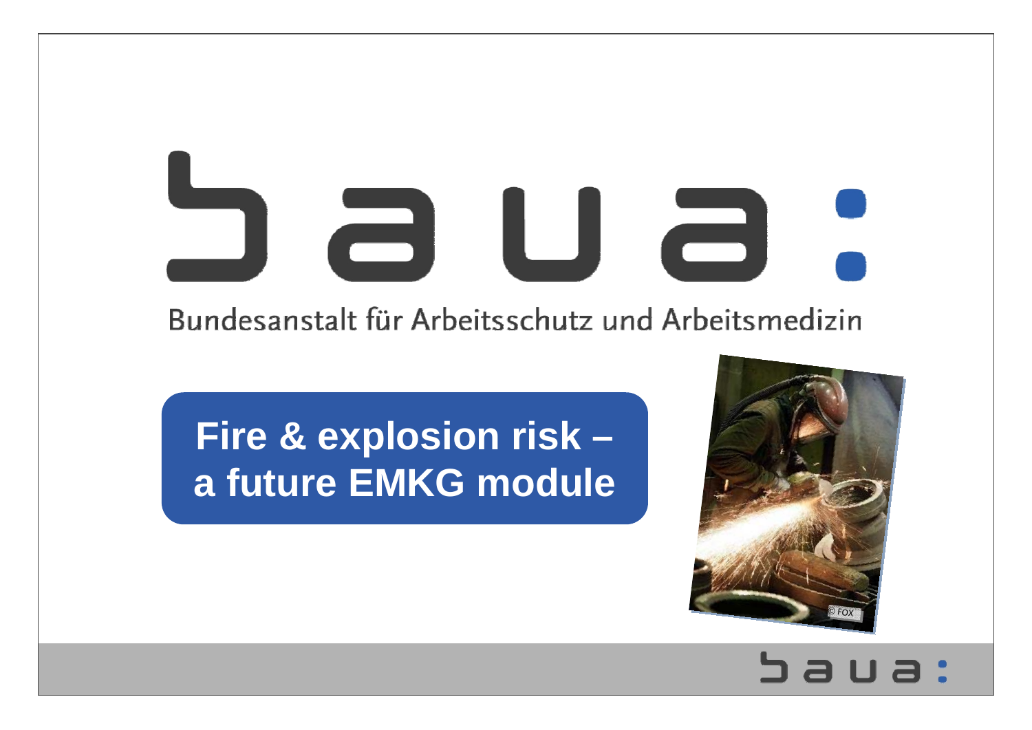Bundesanstalt für Arbeitsschutz und Arbeitsmedizin

# Fire & explosion risk – a future EMKG module

© FOX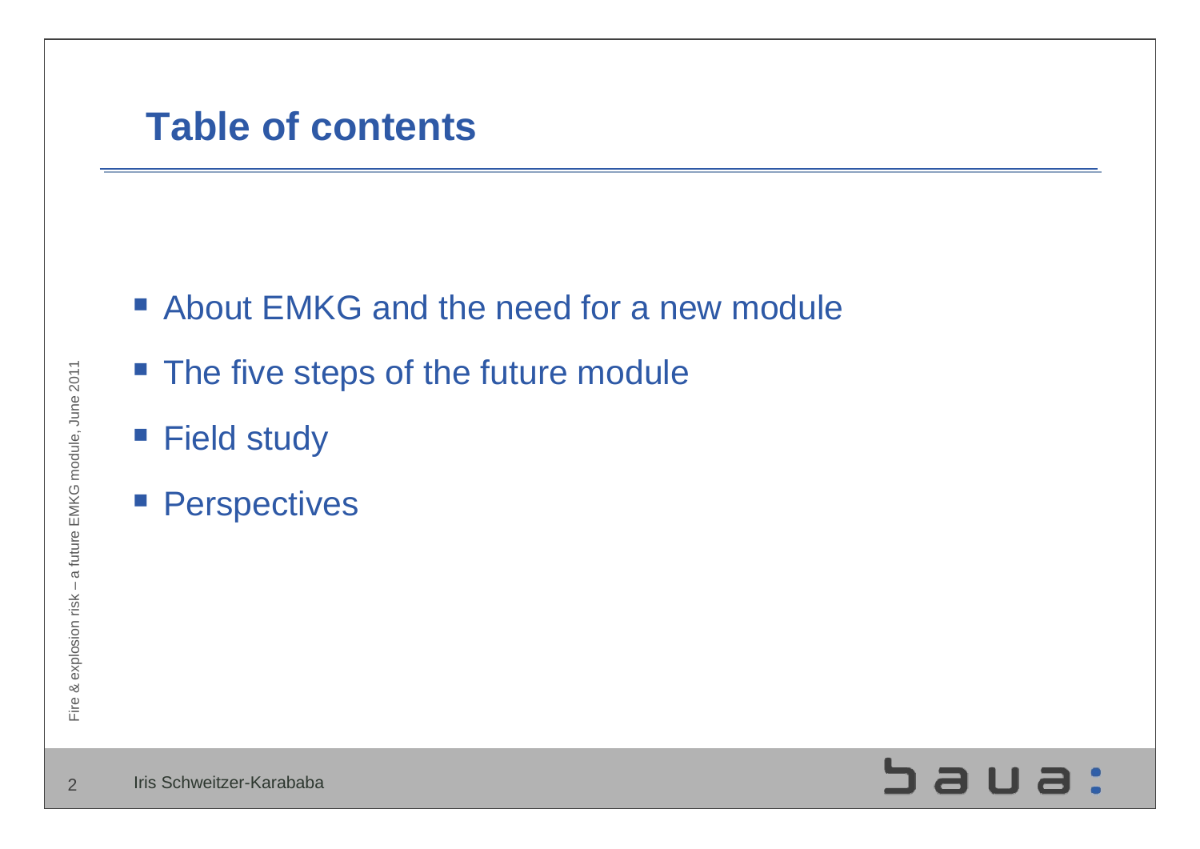# Table of contents

- About EMKG and the need for a new module
- The five steps of the future module
- Field study
- Perspectives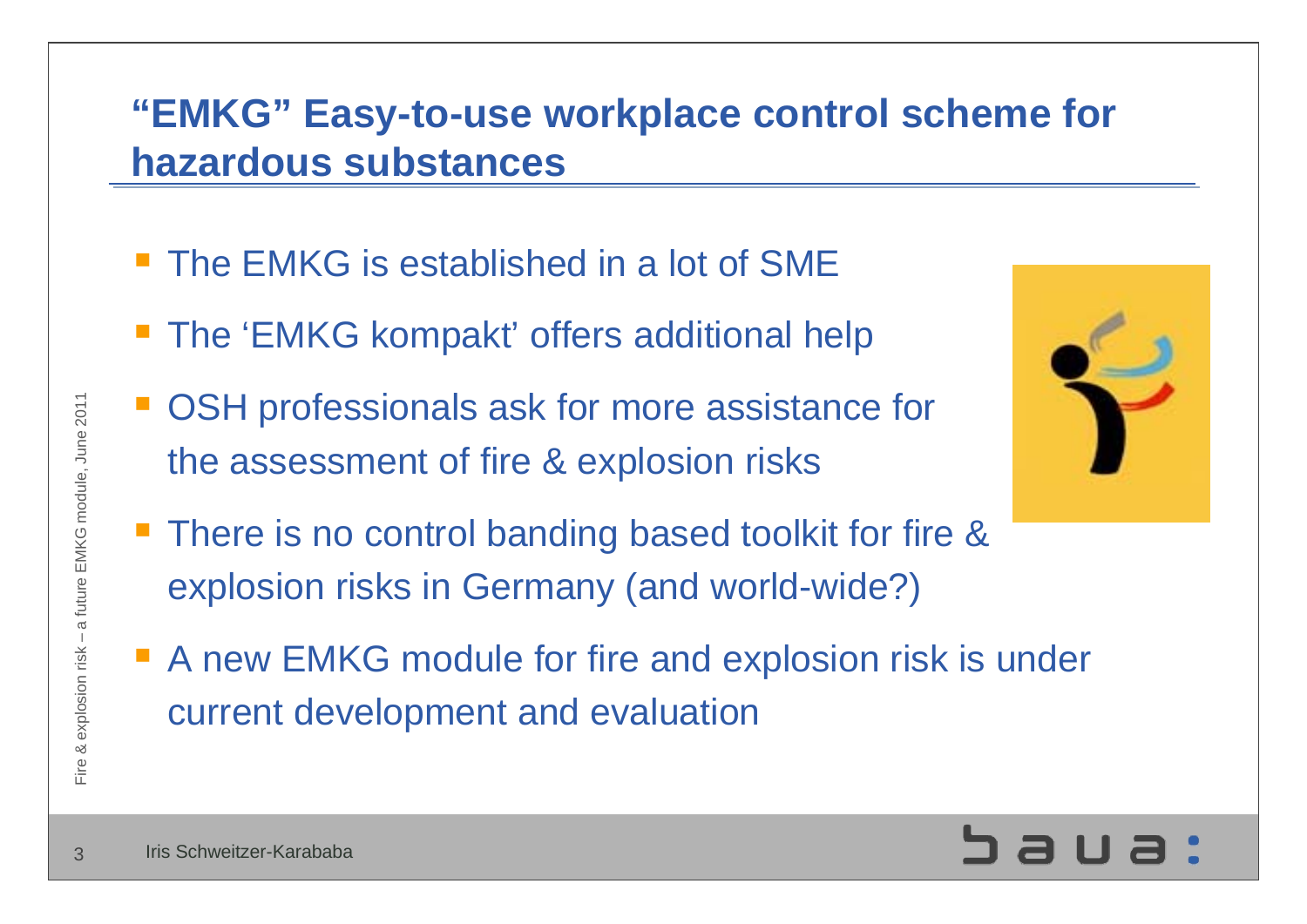# "EMKG" Easy-to-use workplace control scheme for hazardous substances

- The EMKG is established in a lot of SME
- The 'EMKG kompakt' offers additional help
- OSH professionals ask for more assistance for the assessment of fire & explosion risks
- There is no control banding based toolkit for fire & explosion risks in Germany (and world-wide?)
- A new EMKG module for fire and explosion risk is under current development and evaluation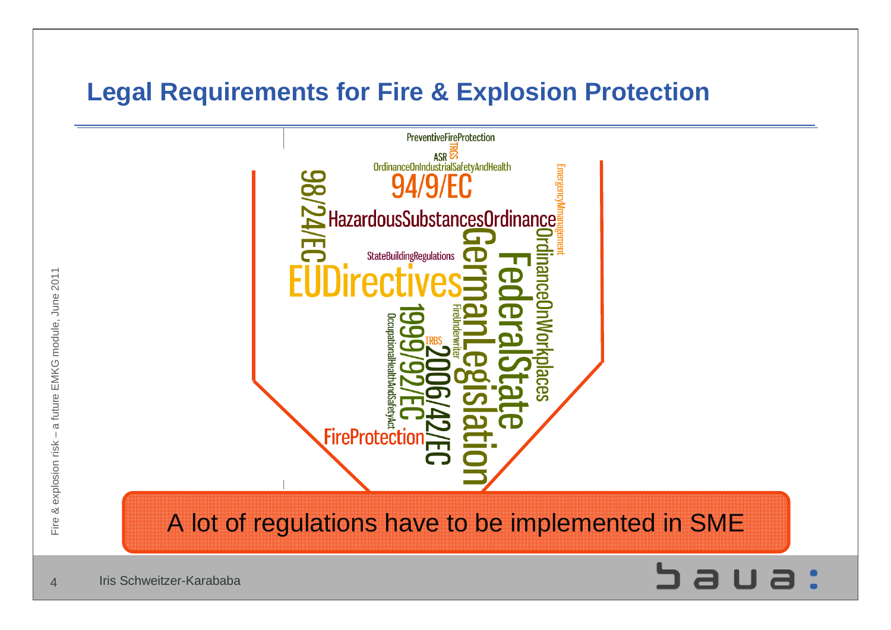## Legal Requirements for Fire & Explosion Protection

PreventiveFireProtection
TRGS
ASR
OrdinanceOnIndustrialSafetyAndHealth
94/9/EC
98/24/EC
HazardousSubstancesOrdinance
EmergencyManagement
OrdinanceOnWorkplaces
StateBuildingRegulations
EUDirectives
GermanLegislation
FederalState
FireUnderwriter
TRBS
OccupationalHealthAndSafetyAct
1999/92/EC
2006/42/EC
FireProtection

A lot of regulations have to be implemented in SME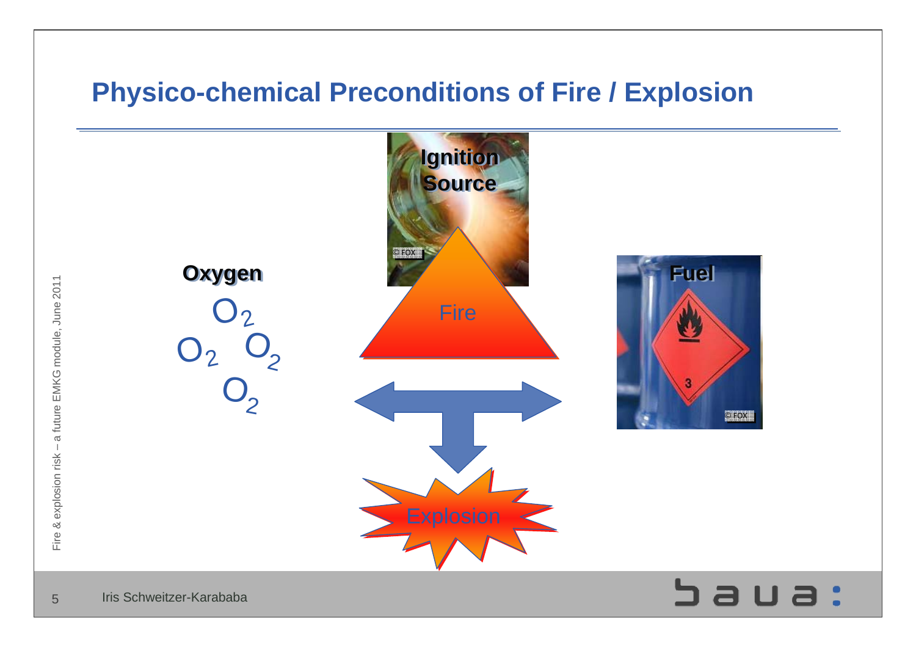# Physico-chemical Preconditions of Fire / Explosion

**Ignition Source**

**Oxygen**

$O_2$ $O_2$ $O_2$ $O_2$

Fire

**Fuel**

Explosion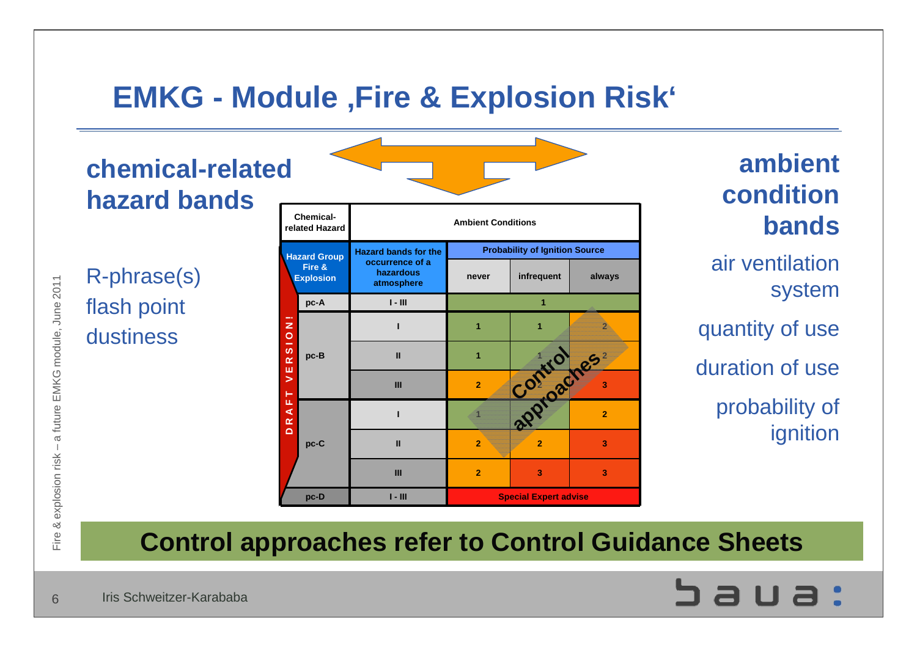# EMKG - Module ‚Fire & Explosion Risk‘

## chemical-related hazard bands

R-phrase(s)
flash point
dustiness

## ambient condition bands

air ventilation system
quantity of use
duration of use
probability of ignition

| Chemical-related Hazard | | Ambient Conditions | | |
|---|---|---|---|---|
| Hazard Group Fire & Explosion | Hazard bands for the occurrence of a hazardous atmosphere | Probability of Ignition Source | | |
| | | never | infrequent | always |
| pc-A | I - III | 1 | | |
| pc-B | I | 1 | 1 | 2 |
| | II | 1 | 1 | 2 |
| | III | 2 | 2 | 3 |
| pc-C | I | 1 | 1 | 2 |
| | II | 2 | 2 | 3 |
| | III | 2 | 3 | 3 |
| pc-D | I - III | Special Expert advise | | |

DRAFT VERSION!

Control approaches

**Control approaches refer to Control Guidance Sheets**

Iris Schweitzer-Karababa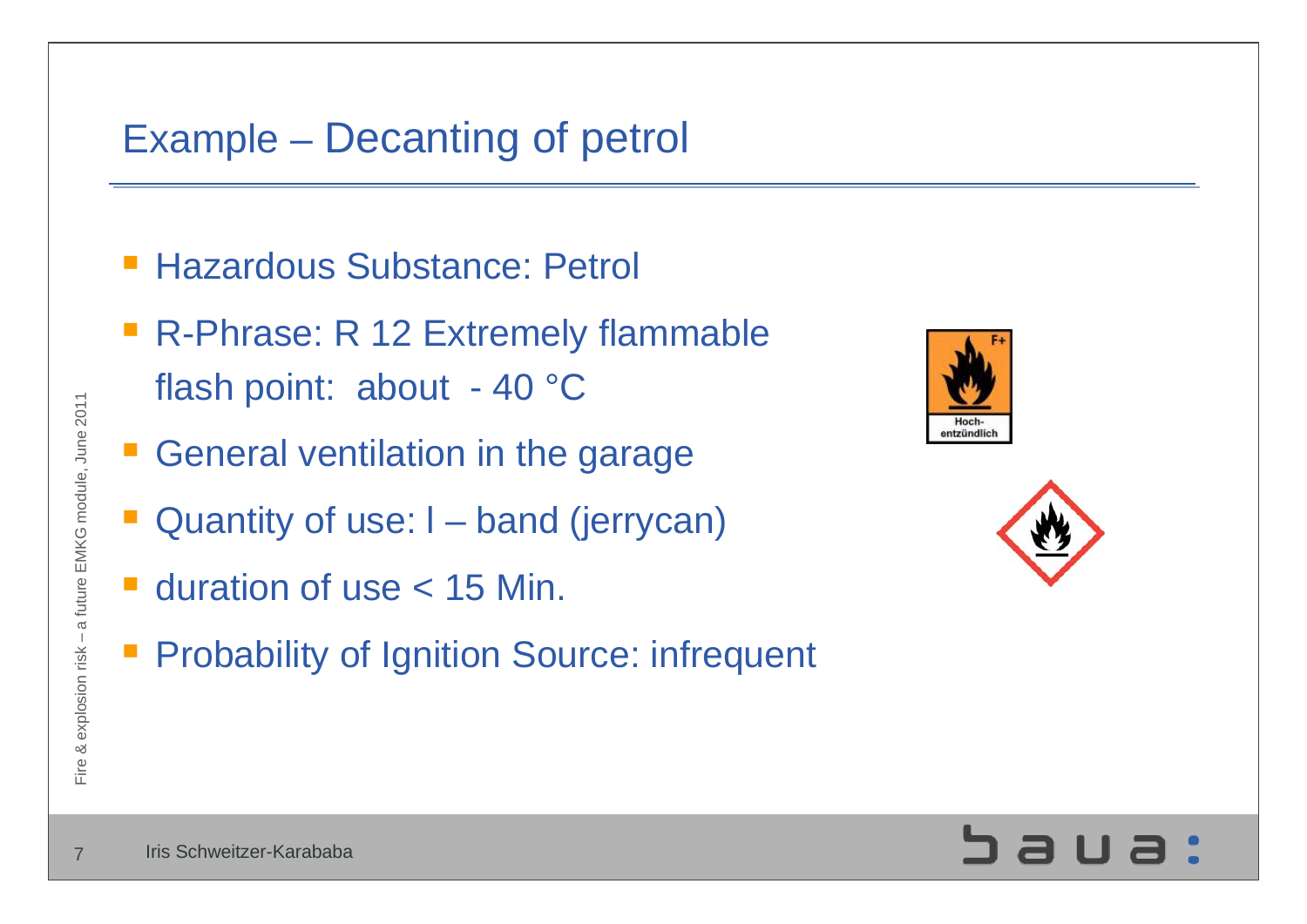# Example – Decanting of petrol

- Hazardous Substance: Petrol
- R-Phrase: R 12 Extremely flammable
  flash point: about - 40 °C
- General ventilation in the garage
- Quantity of use: l – band (jerrycan)
- duration of use < 15 Min.
- Probability of Ignition Source: infrequent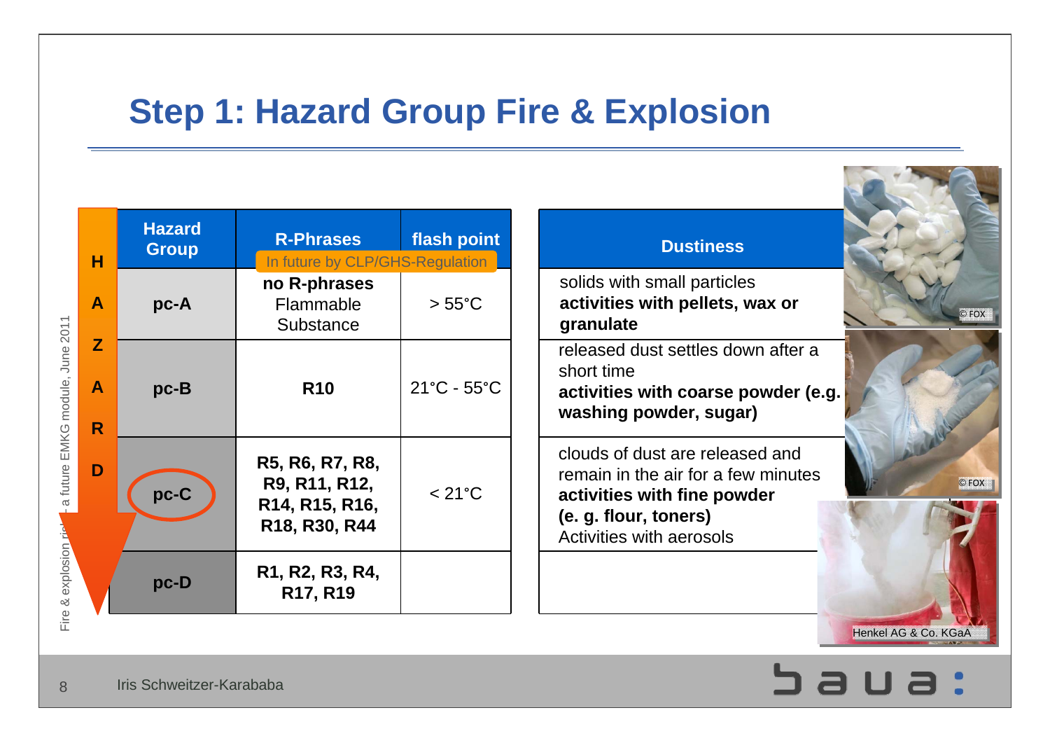# Step 1: Hazard Group Fire & Explosion

| Hazard Group | R-Phrases (In future by CLP/GHS-Regulation) | flash point | Dustiness |
|---|---|---|---|
| pc-A | **no R-phrases** Flammable Substance | > 55°C | solids with small particles **activities with pellets, wax or granulate** |
| pc-B | **R10** | 21°C - 55°C | released dust settles down after a short time **activities with coarse powder (e.g. washing powder, sugar)** |
| pc-C | **R5, R6, R7, R8, R9, R11, R12, R14, R15, R16, R18, R30, R44** | < 21°C | clouds of dust are released and remain in the air for a few minutes **activities with fine powder (e. g. flour, toners)** Activities with aerosols |
| pc-D | **R1, R2, R3, R4, R17, R19** | | |

HAZARD

© FOX

© FOX

Henkel AG & Co. KGaA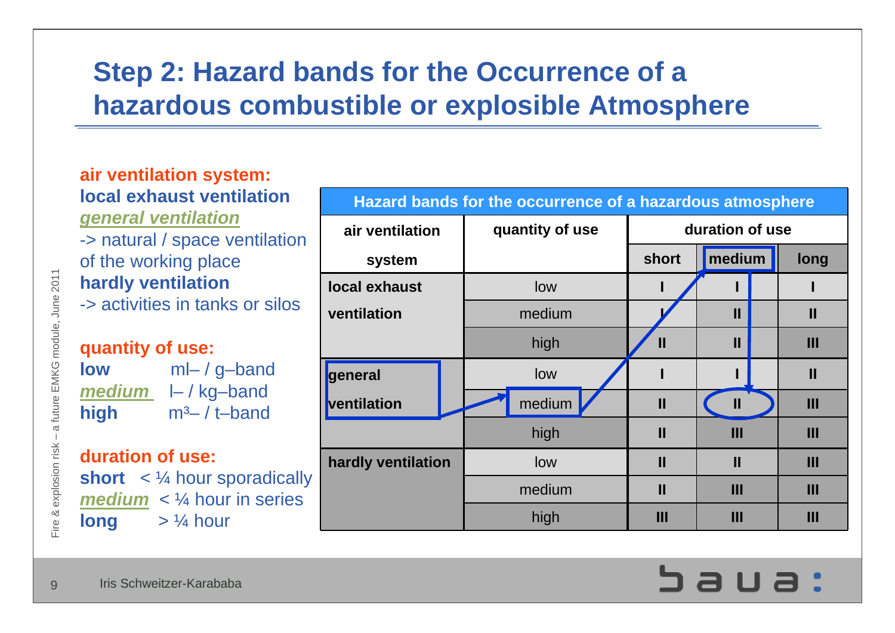# Step 2: Hazard bands for the Occurrence of a hazardous combustible or explosible Atmosphere

**air ventilation system:**

**local exhaust ventilation**

***general ventilation***

-> natural / space ventilation of the working place

**hardly ventilation**

-> activities in tanks or silos

**quantity of use:**

**low** ml– / g–band

***medium*** l– / kg–band

**high** m³– / t–band

**duration of use:**

**short** < ¼ hour sporadically

***medium*** < ¼ hour in series

**long** > ¼ hour

**Hazard bands for the occurrence of a hazardous atmosphere**

| air ventilation system | quantity of use | duration of use: short | duration of use: medium | duration of use: long |
|---|---|---|---|---|
| local exhaust ventilation | low | I | I | I |
| | medium | I | II | II |
| | high | II | II | III |
| general ventilation | low | I | I | II |
| | medium | II | II | III |
| | high | II | III | III |
| hardly ventilation | low | II | II | III |
| | medium | II | III | III |
| | high | III | III | III |

Fire & explosion risk – a future EMKG module, June 2011

Iris Schweitzer-Karababa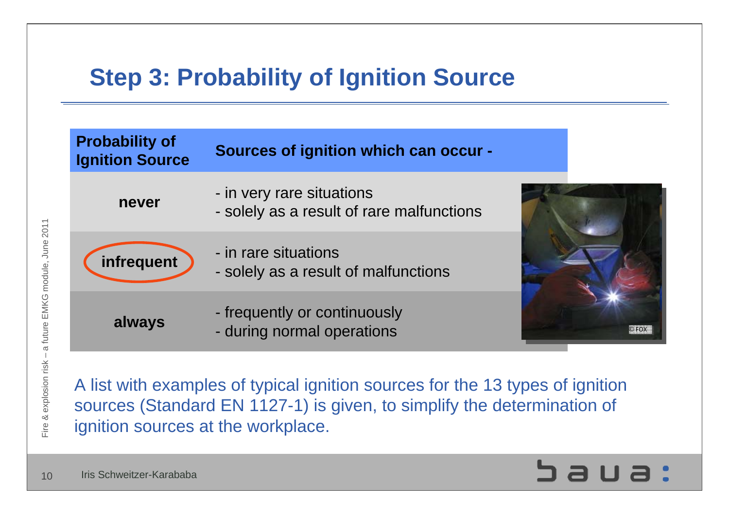## Step 3: Probability of Ignition Source

| Probability of Ignition Source | Sources of ignition which can occur - |
|---|---|
| **never** | - in very rare situations<br>- solely as a result of rare malfunctions |
| **infrequent** | - in rare situations<br>- solely as a result of malfunctions |
| **always** | - frequently or continuously<br>- during normal operations |

A list with examples of typical ignition sources for the 13 types of ignition sources (Standard EN 1127-1) is given, to simplify the determination of ignition sources at the workplace.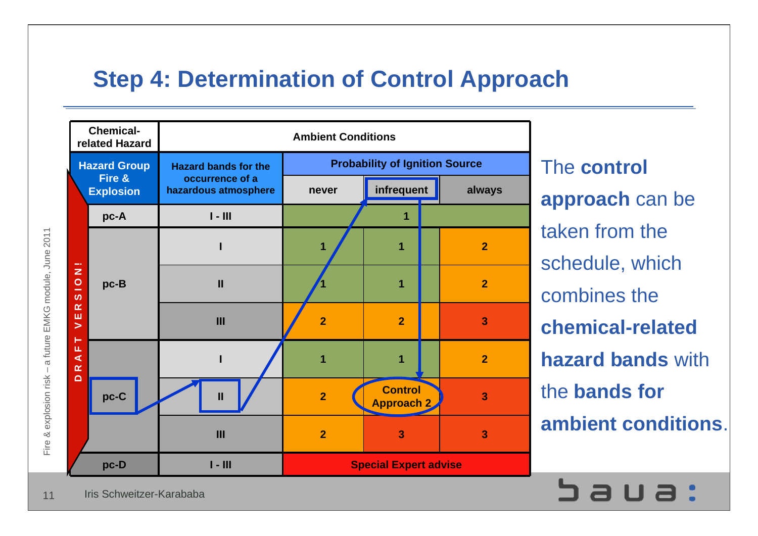# Step 4: Determination of Control Approach

| Chemical-related Hazard | | Ambient Conditions | | |
|---|---|---|---|---|
| **Hazard Group Fire & Explosion** | **Hazard bands for the occurrence of a hazardous atmosphere** | **Probability of Ignition Source** | | |
| | | never | infrequent | always |
| pc-A | I - III | 1 | | |
| pc-B | I | 1 | 1 | 2 |
| | II | 1 | 1 | 2 |
| | III | 2 | 2 | 3 |
| pc-C | I | 1 | 1 | 2 |
| | II | 2 | Control Approach 2 | 3 |
| | III | 2 | 3 | 3 |
| pc-D | I - III | Special Expert advise | | |

DRAFT VERSION!

The **control approach** can be taken from the schedule, which combines the **chemical-related hazard bands** with the **bands for ambient conditions**.

Fire & explosion risk – a future EMKG module, June 2011

Iris Schweitzer-Karababa

baua: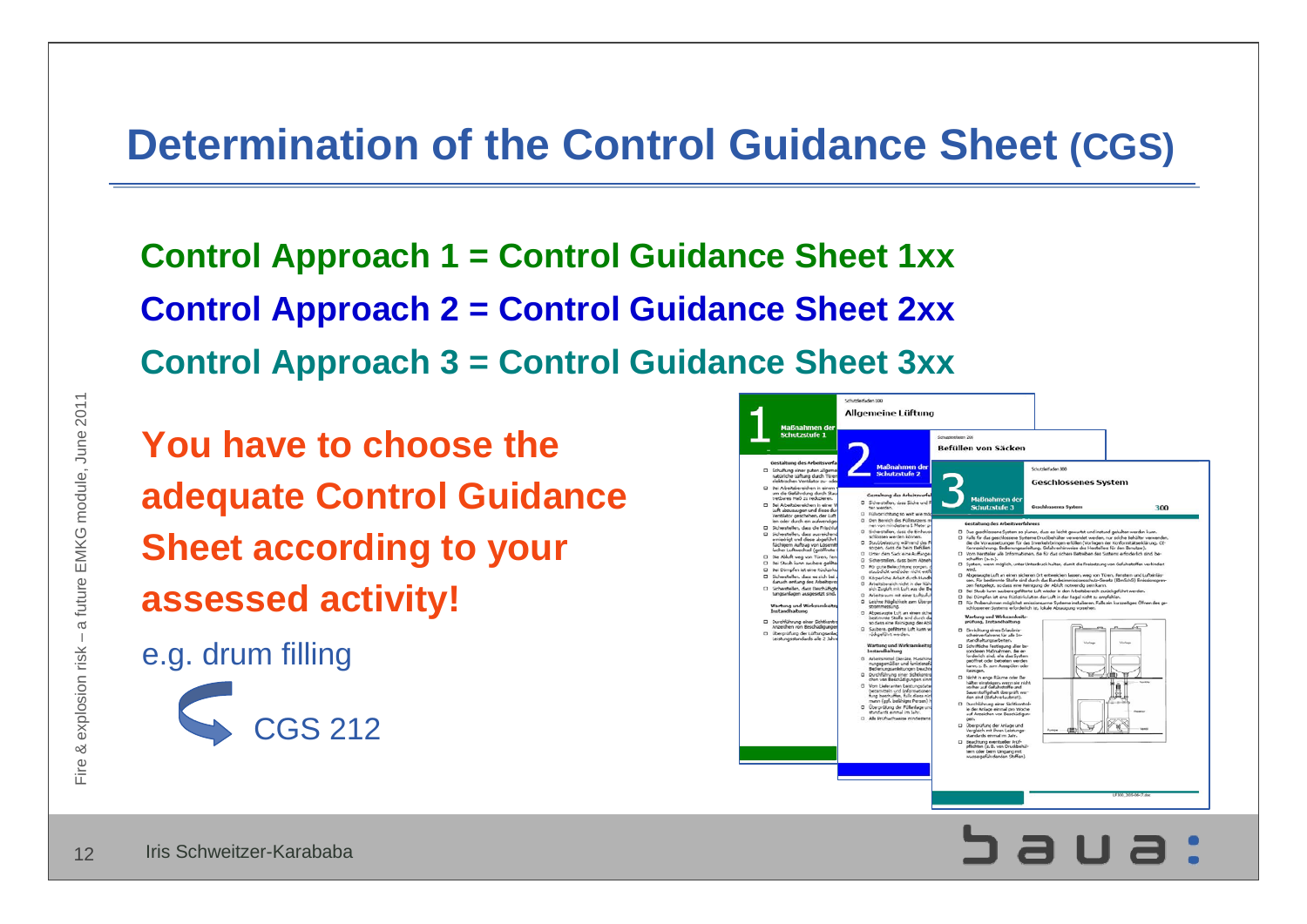# Determination of the Control Guidance Sheet (CGS)

**Control Approach 1 = Control Guidance Sheet 1xx**

**Control Approach 2 = Control Guidance Sheet 2xx**

**Control Approach 3 = Control Guidance Sheet 3xx**

**You have to choose the adequate Control Guidance Sheet according to your assessed activity!**

e.g. drum filling

CGS 212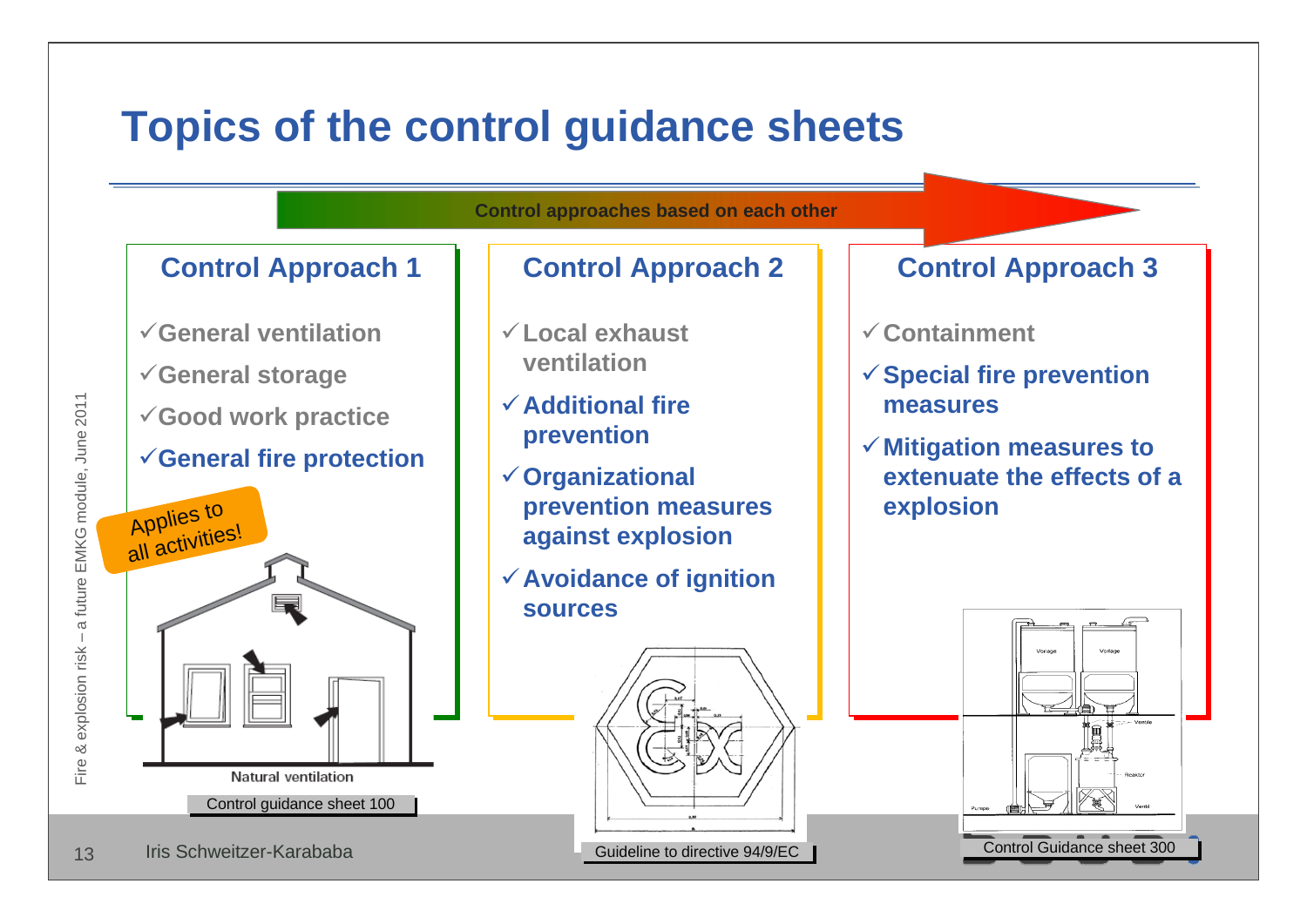# Topics of the control guidance sheets

Control approaches based on each other

## Control Approach 1

- ✓General ventilation
- ✓General storage
- ✓Good work practice
- ✓**General fire protection**

Applies to all activities!

Natural ventilation

Control guidance sheet 100

## Control Approach 2

- ✓Local exhaust ventilation
- ✓**Additional fire prevention**
- ✓**Organizational prevention measures against explosion**
- ✓**Avoidance of ignition sources**

Guideline to directive 94/9/EC

## Control Approach 3

- ✓Containment
- ✓**Special fire prevention measures**
- ✓**Mitigation measures to extenuate the effects of a explosion**

Control Guidance sheet 300

Iris Schweitzer-Karababa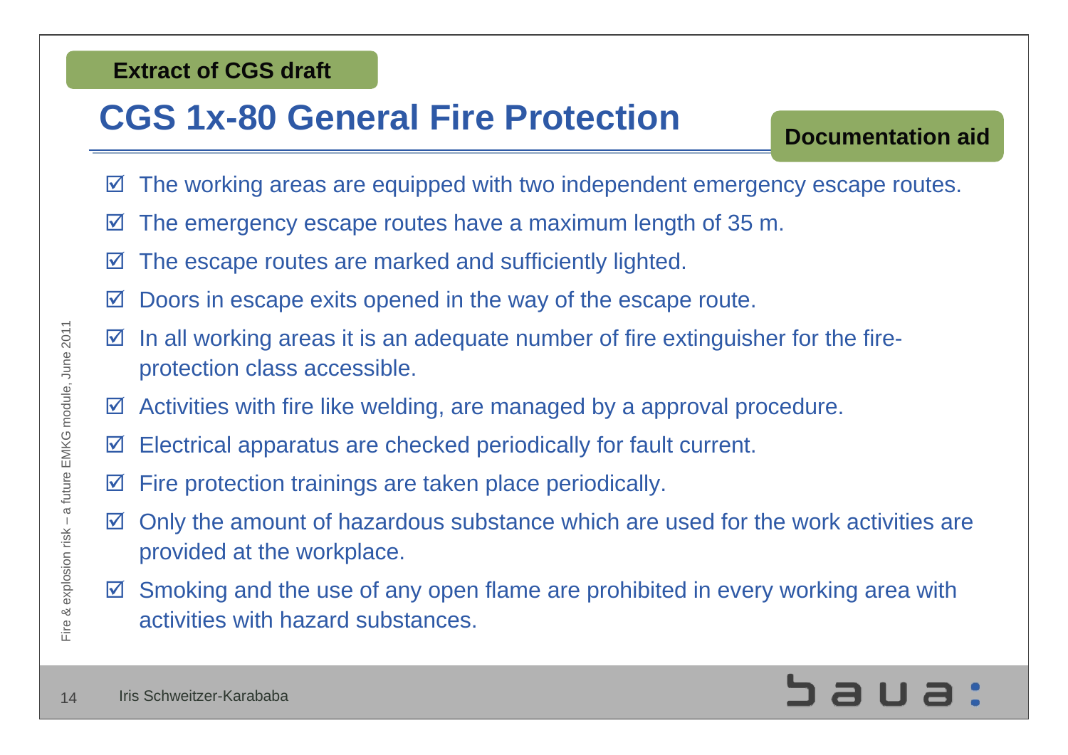Extract of CGS draft

# CGS 1x-80 General Fire Protection

**Documentation aid**

- ☑ The working areas are equipped with two independent emergency escape routes.
- ☑ The emergency escape routes have a maximum length of 35 m.
- ☑ The escape routes are marked and sufficiently lighted.
- ☑ Doors in escape exits opened in the way of the escape route.
- ☑ In all working areas it is an adequate number of fire extinguisher for the fire-protection class accessible.
- ☑ Activities with fire like welding, are managed by a approval procedure.
- ☑ Electrical apparatus are checked periodically for fault current.
- ☑ Fire protection trainings are taken place periodically.
- ☑ Only the amount of hazardous substance which are used for the work activities are provided at the workplace.
- ☑ Smoking and the use of any open flame are prohibited in every working area with activities with hazard substances.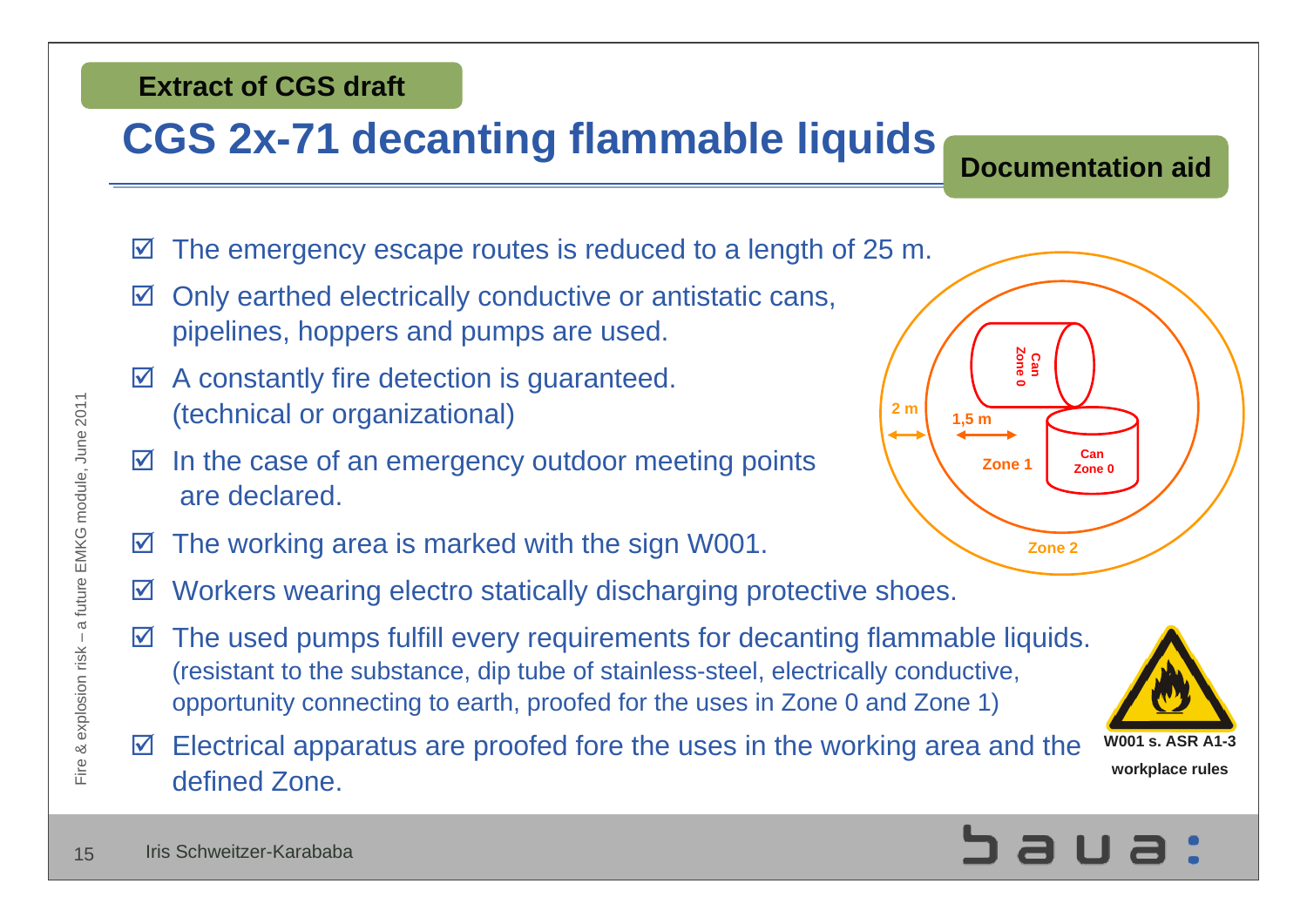Extract of CGS draft

# CGS 2x-71 decanting flammable liquids

**Documentation aid**

- ☑ The emergency escape routes is reduced to a length of 25 m.
- ☑ Only earthed electrically conductive or antistatic cans, pipelines, hoppers and pumps are used.
- ☑ A constantly fire detection is guaranteed. (technical or organizational)
- ☑ In the case of an emergency outdoor meeting points are declared.
- ☑ The working area is marked with the sign W001.
- ☑ Workers wearing electro statically discharging protective shoes.
- ☑ The used pumps fulfill every requirements for decanting flammable liquids. (resistant to the substance, dip tube of stainless-steel, electrically conductive, opportunity connecting to earth, proofed for the uses in Zone 0 and Zone 1)
- ☑ Electrical apparatus are proofed fore the uses in the working area and the defined Zone.

Can Zone 0 · Can Zone 0 · Zone 1 · Zone 2 · 2 m · 1,5 m

W001 s. ASR A1-3 workplace rules

Fire & explosion risk – a future EMKG module, June 2011

Iris Schweitzer-Karababa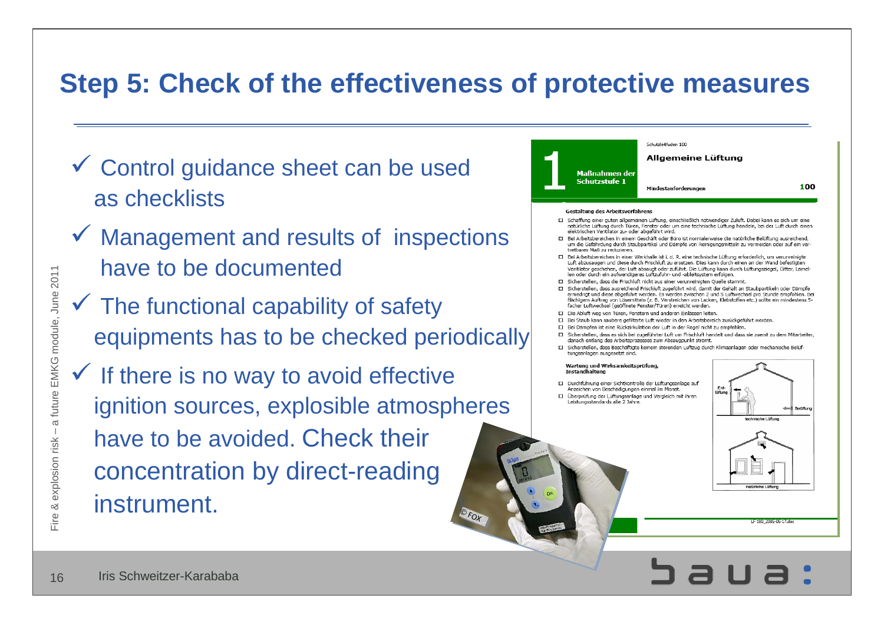# Step 5: Check of the effectiveness of protective measures

- ✓ Control guidance sheet can be used as checklists
- ✓ Management and results of inspections have to be documented
- ✓ The functional capability of safety equipments has to be checked periodically
- ✓ If there is no way to avoid effective ignition sources, explosible atmospheres have to be avoided. Check their concentration by direct-reading instrument.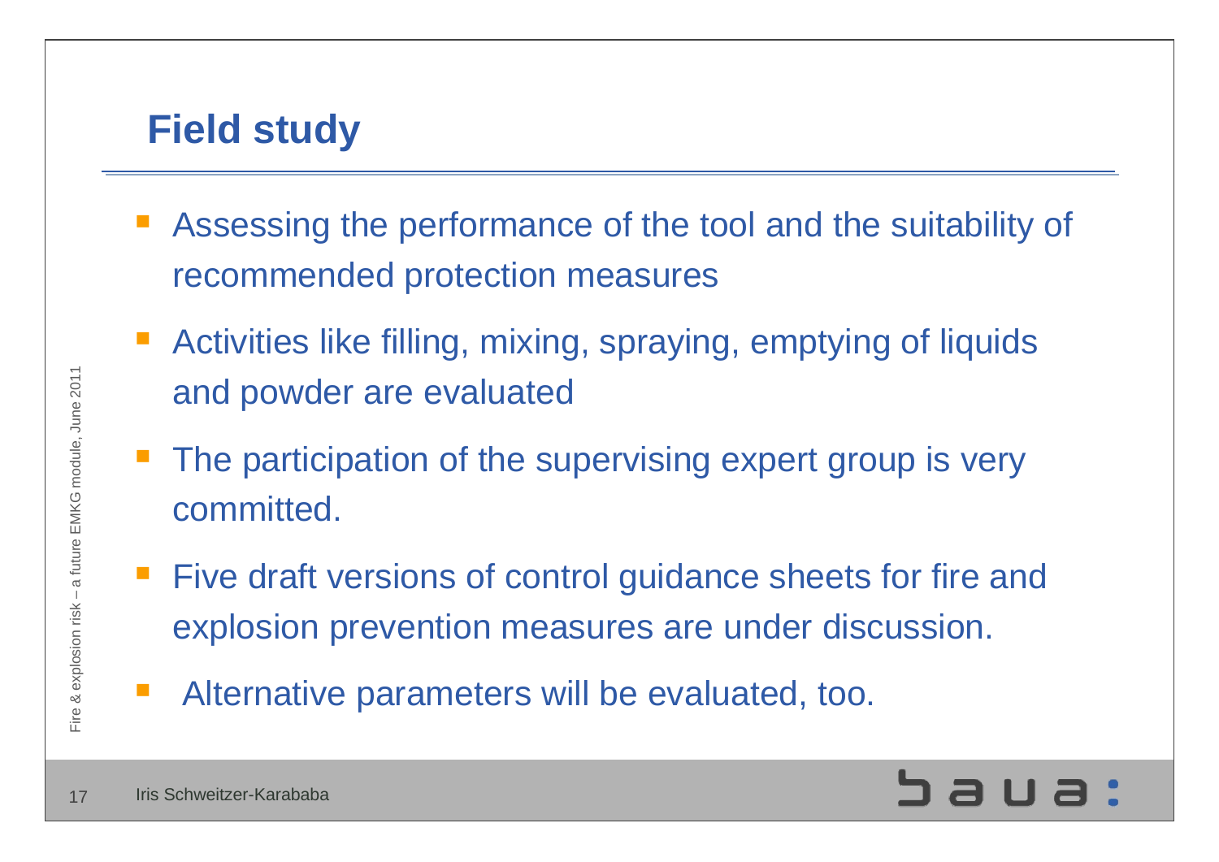# Field study

- Assessing the performance of the tool and the suitability of recommended protection measures
- Activities like filling, mixing, spraying, emptying of liquids and powder are evaluated
- The participation of the supervising expert group is very committed.
- Five draft versions of control guidance sheets for fire and explosion prevention measures are under discussion.
- Alternative parameters will be evaluated, too.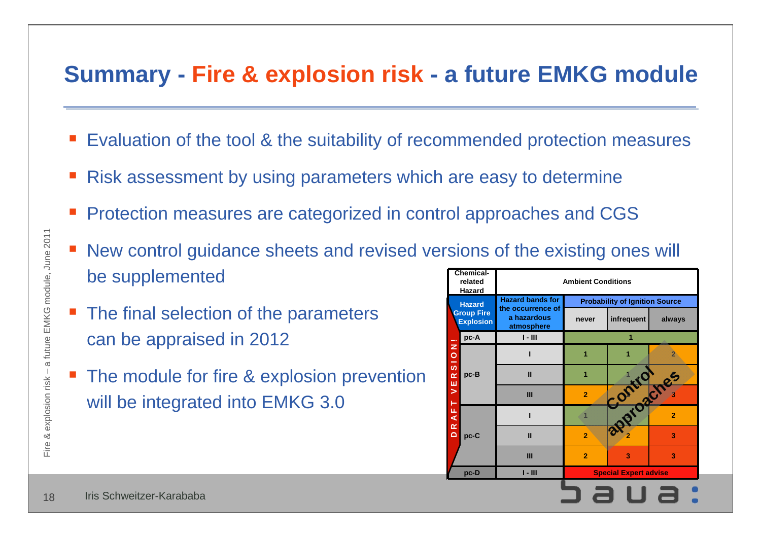# Summary - Fire & explosion risk - a future EMKG module

- Evaluation of the tool & the suitability of recommended protection measures
- Risk assessment by using parameters which are easy to determine
- Protection measures are categorized in control approaches and CGS
- New control guidance sheets and revised versions of the existing ones will be supplemented
- The final selection of the parameters can be appraised in 2012
- The module for fire & explosion prevention will be integrated into EMKG 3.0

| Chemical-related Hazard | Ambient Conditions | | | |
|---|---|---|---|---|
| Hazard Group Fire Explosion | Hazard bands for the occurrence of a hazardous atmosphere | Probability of Ignition Source | | |
| | | never | infrequent | always |
| pc-A | I - III | 1 | | |
| pc-B | I | 1 | 1 | 2 |
| | II | 1 | 1 | 3 |
| | III | 2 | | 3 |
| pc-C | I | 1 | | 2 |
| | II | 2 | 2 | 3 |
| | III | 2 | 3 | 3 |
| pc-D | I - III | Special Expert advise | | |

DRAFT VERSION!

Control approaches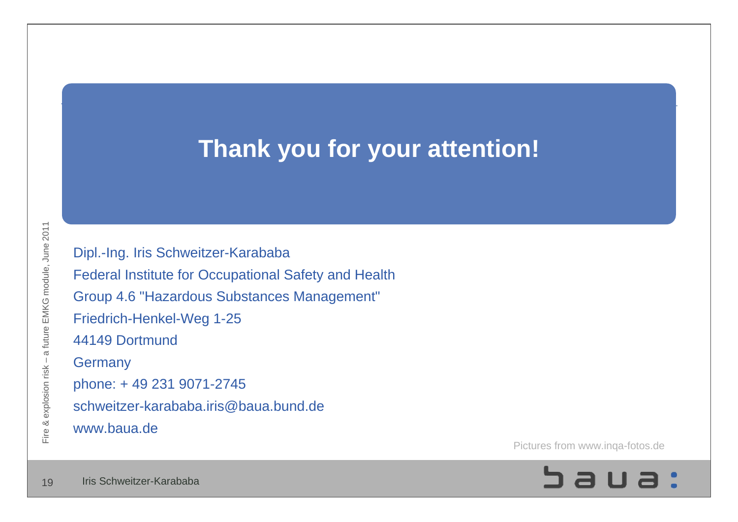# Thank you for your attention!

Dipl.-Ing. Iris Schweitzer-Karababa

Federal Institute for Occupational Safety and Health

Group 4.6 "Hazardous Substances Management"

Friedrich-Henkel-Weg 1-25

44149 Dortmund

Germany

phone: + 49 231 9071-2745

schweitzer-karababa.iris@baua.bund.de

www.baua.de

Pictures from www.inqa-fotos.de